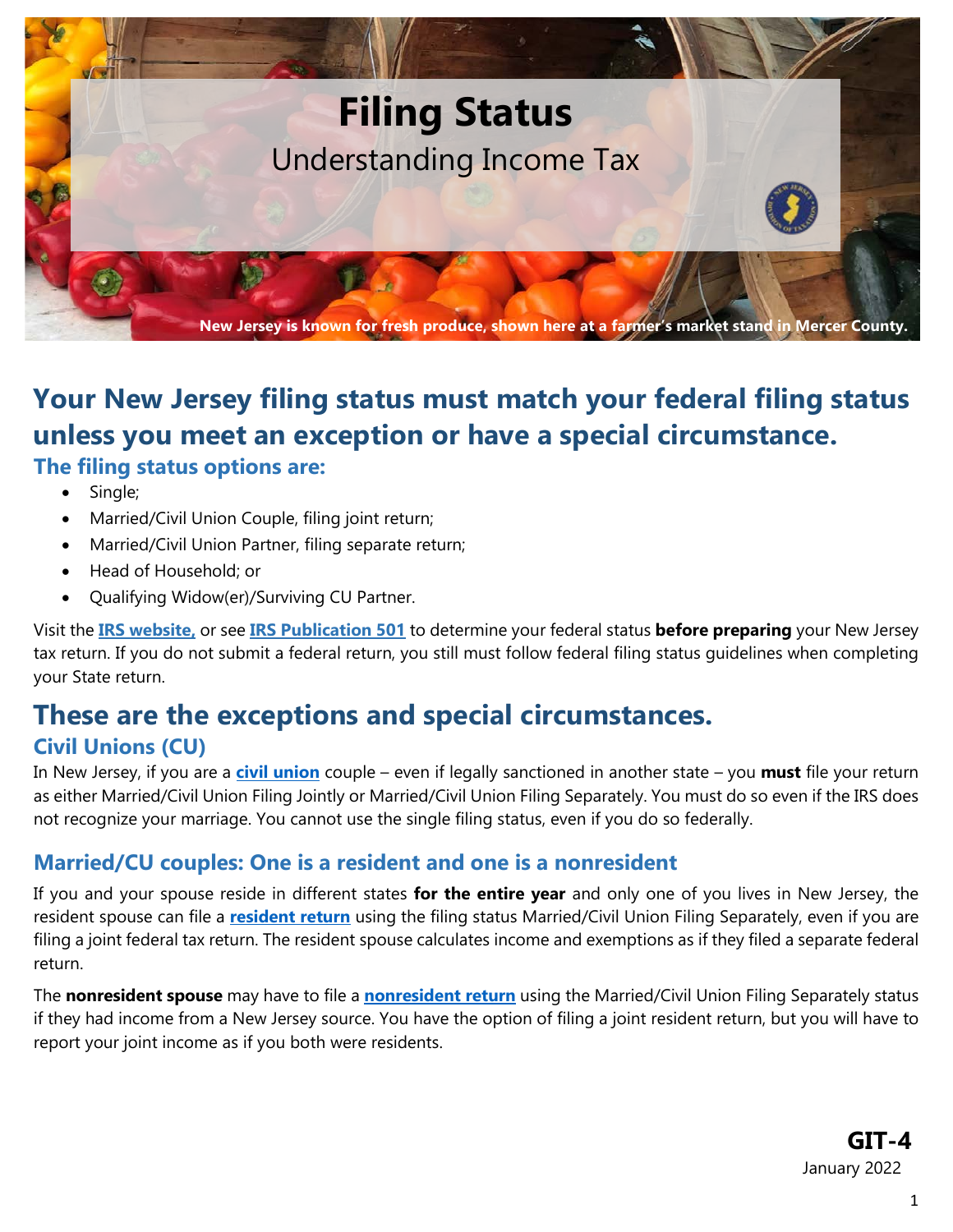# Filing Status

Understanding Income Tax

New Jersey is known for fresh produce, shown here at a farmer's market stand in Mercer County.

## Your New Jersey filing status must match your federal filing status unless you meet an exception or have a special circumstance.

### The filing status options are:

- Single;
- Married/Civil Union Couple, filing joint return;
- Married/Civil Union Partner, filing separate return;
- Head of Household; or
- Qualifying Widow(er)/Surviving CU Partner.

Visit the **IRS website,** or see **IRS Publication 501** to determine your federal status **before preparing** your New Jersey tax return. If you do not submit a federal return, you still must follow federal filing status guidelines when completing your State return.

## These are the exceptions and special circumstances.

### Civil Unions (CU)

In New Jersey, if you are a **civil union** couple – even if legally sanctioned in another state – you **must** file your return as either Married/Civil Union Filing Jointly or Married/Civil Union Filing Separately. You must do so even if the IRS does not recognize your marriage. You cannot use the single filing status, even if you do so federally.

### Married/CU couples: One is a resident and one is a nonresident

If you and your spouse reside in different states **for the entire year** and only one of you lives in New Jersey, the resident spouse can file a **resident return** using the filing status Married/Civil Union Filing Separately, even if you are filing a joint federal tax return. The resident spouse calculates income and exemptions as if they filed a separate federal return.

The **nonresident spouse** may have to file a **nonresident return** using the Married/Civil Union Filing Separately status if they had income from a New Jersey source. You have the option of filing a joint resident return, but you will have to report your joint income as if you both were residents.

**GIT-4**
January 2022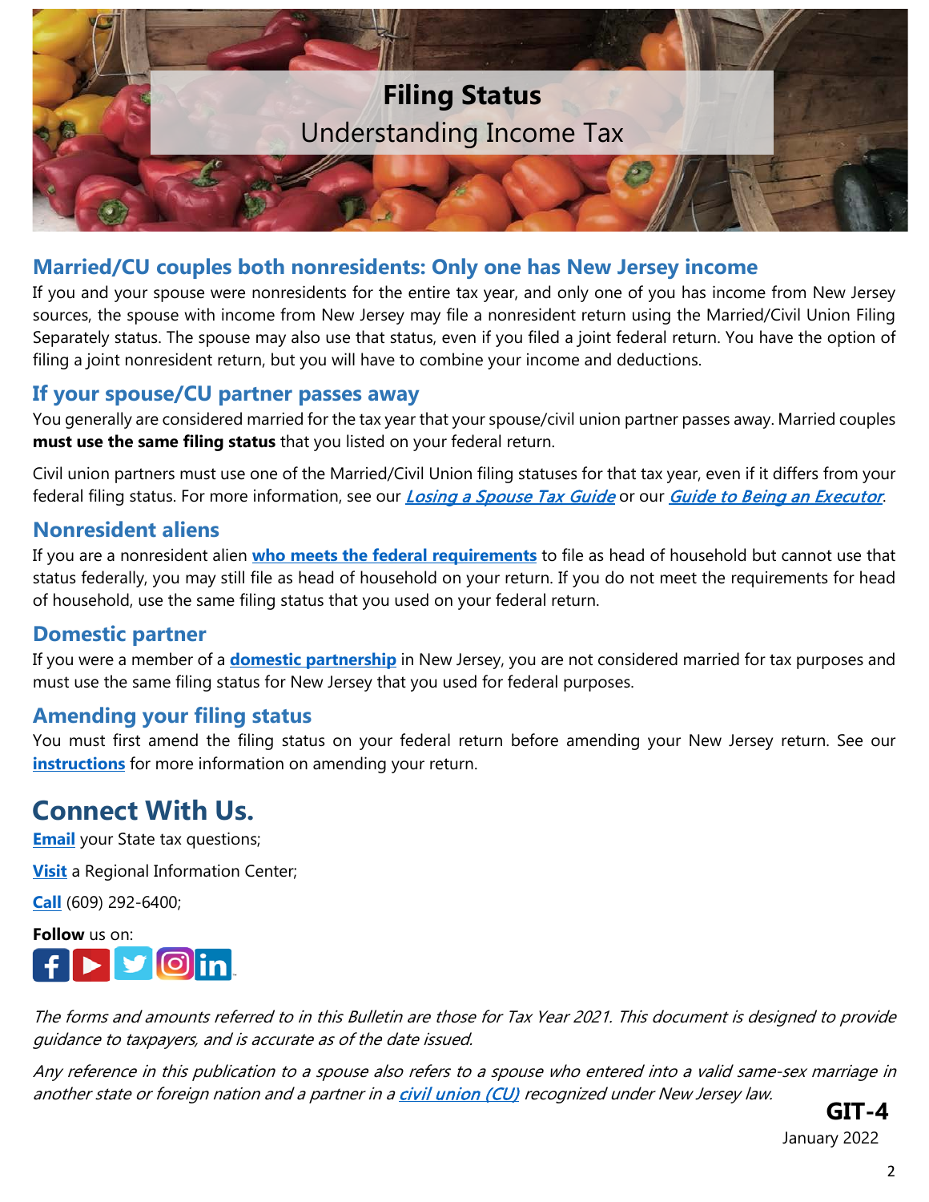# Filing Status

Understanding Income Tax

## Married/CU couples both nonresidents: Only one has New Jersey income

If you and your spouse were nonresidents for the entire tax year, and only one of you has income from New Jersey sources, the spouse with income from New Jersey may file a nonresident return using the Married/Civil Union Filing Separately status. The spouse may also use that status, even if you filed a joint federal return. You have the option of filing a joint nonresident return, but you will have to combine your income and deductions.

## If your spouse/CU partner passes away

You generally are considered married for the tax year that your spouse/civil union partner passes away. Married couples **must use the same filing status** that you listed on your federal return.

Civil union partners must use one of the Married/Civil Union filing statuses for that tax year, even if it differs from your federal filing status. For more information, see our ***Losing a Spouse Tax Guide*** or our ***Guide to Being an Executor***.

## Nonresident aliens

If you are a nonresident alien **who meets the federal requirements** to file as head of household but cannot use that status federally, you may still file as head of household on your return. If you do not meet the requirements for head of household, use the same filing status that you used on your federal return.

## Domestic partner

If you were a member of a **domestic partnership** in New Jersey, you are not considered married for tax purposes and must use the same filing status for New Jersey that you used for federal purposes.

## Amending your filing status

You must first amend the filing status on your federal return before amending your New Jersey return. See our **instructions** for more information on amending your return.

# Connect With Us.

**Email** your State tax questions;

**Visit** a Regional Information Center;

**Call** (609) 292-6400;

**Follow** us on:

*The forms and amounts referred to in this Bulletin are those for Tax Year 2021. This document is designed to provide guidance to taxpayers, and is accurate as of the date issued.*

*Any reference in this publication to a spouse also refers to a spouse who entered into a valid same-sex marriage in another state or foreign nation and a partner in a civil union (CU) recognized under New Jersey law.*

**GIT-4**

January 2022